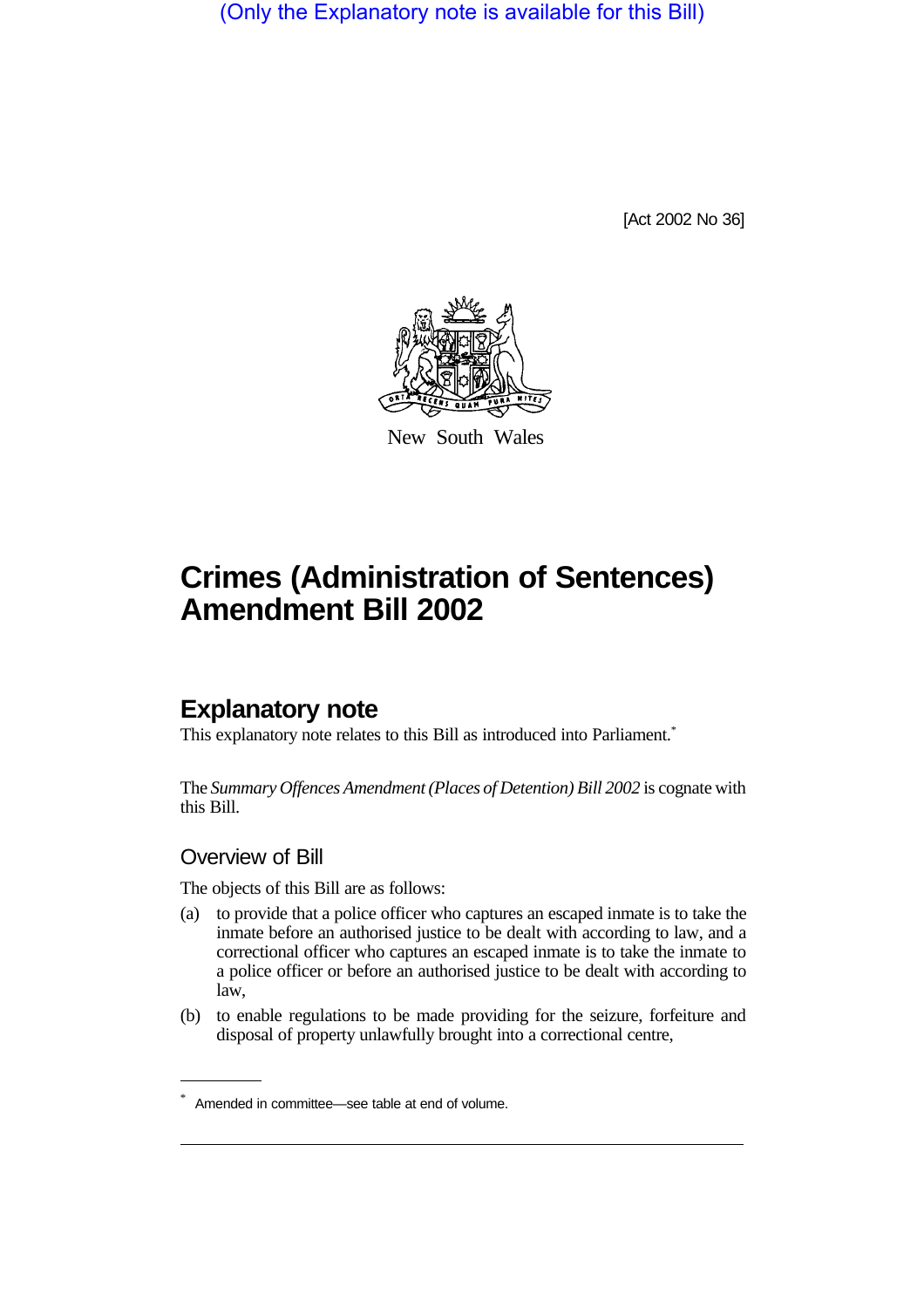(Only the Explanatory note is available for this Bill)

[Act 2002 No 36]

New South Wales

# Crimes (Administration of Sentences) Amendment Bill 2002

## Explanatory note

This explanatory note relates to this Bill as introduced into Parliament.*

The *Summary Offences Amendment (Places of Detention) Bill 2002* is cognate with this Bill.

### Overview of Bill

The objects of this Bill are as follows:

(a) to provide that a police officer who captures an escaped inmate is to take the inmate before an authorised justice to be dealt with according to law, and a correctional officer who captures an escaped inmate is to take the inmate to a police officer or before an authorised justice to be dealt with according to law,

(b) to enable regulations to be made providing for the seizure, forfeiture and disposal of property unlawfully brought into a correctional centre,

* Amended in committee—see table at end of volume.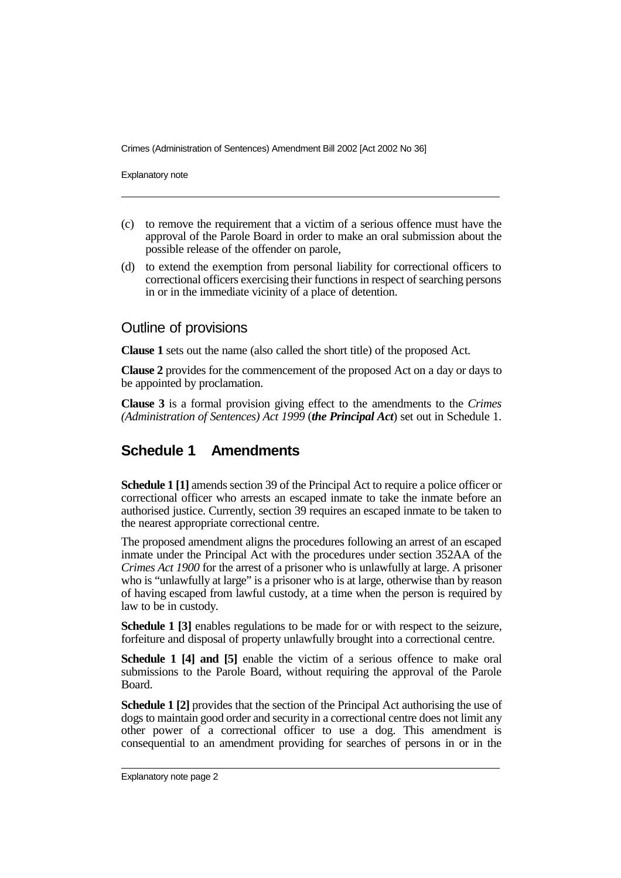(c) to remove the requirement that a victim of a serious offence must have the approval of the Parole Board in order to make an oral submission about the possible release of the offender on parole,

(d) to extend the exemption from personal liability for correctional officers to correctional officers exercising their functions in respect of searching persons in or in the immediate vicinity of a place of detention.

## Outline of provisions

**Clause 1** sets out the name (also called the short title) of the proposed Act.

**Clause 2** provides for the commencement of the proposed Act on a day or days to be appointed by proclamation.

**Clause 3** is a formal provision giving effect to the amendments to the *Crimes (Administration of Sentences) Act 1999* (***the Principal Act***) set out in Schedule 1.

## Schedule 1 Amendments

**Schedule 1 [1]** amends section 39 of the Principal Act to require a police officer or correctional officer who arrests an escaped inmate to take the inmate before an authorised justice. Currently, section 39 requires an escaped inmate to be taken to the nearest appropriate correctional centre.

The proposed amendment aligns the procedures following an arrest of an escaped inmate under the Principal Act with the procedures under section 352AA of the *Crimes Act 1900* for the arrest of a prisoner who is unlawfully at large. A prisoner who is "unlawfully at large" is a prisoner who is at large, otherwise than by reason of having escaped from lawful custody, at a time when the person is required by law to be in custody.

**Schedule 1 [3]** enables regulations to be made for or with respect to the seizure, forfeiture and disposal of property unlawfully brought into a correctional centre.

**Schedule 1 [4] and [5]** enable the victim of a serious offence to make oral submissions to the Parole Board, without requiring the approval of the Parole Board.

**Schedule 1 [2]** provides that the section of the Principal Act authorising the use of dogs to maintain good order and security in a correctional centre does not limit any other power of a correctional officer to use a dog. This amendment is consequential to an amendment providing for searches of persons in or in the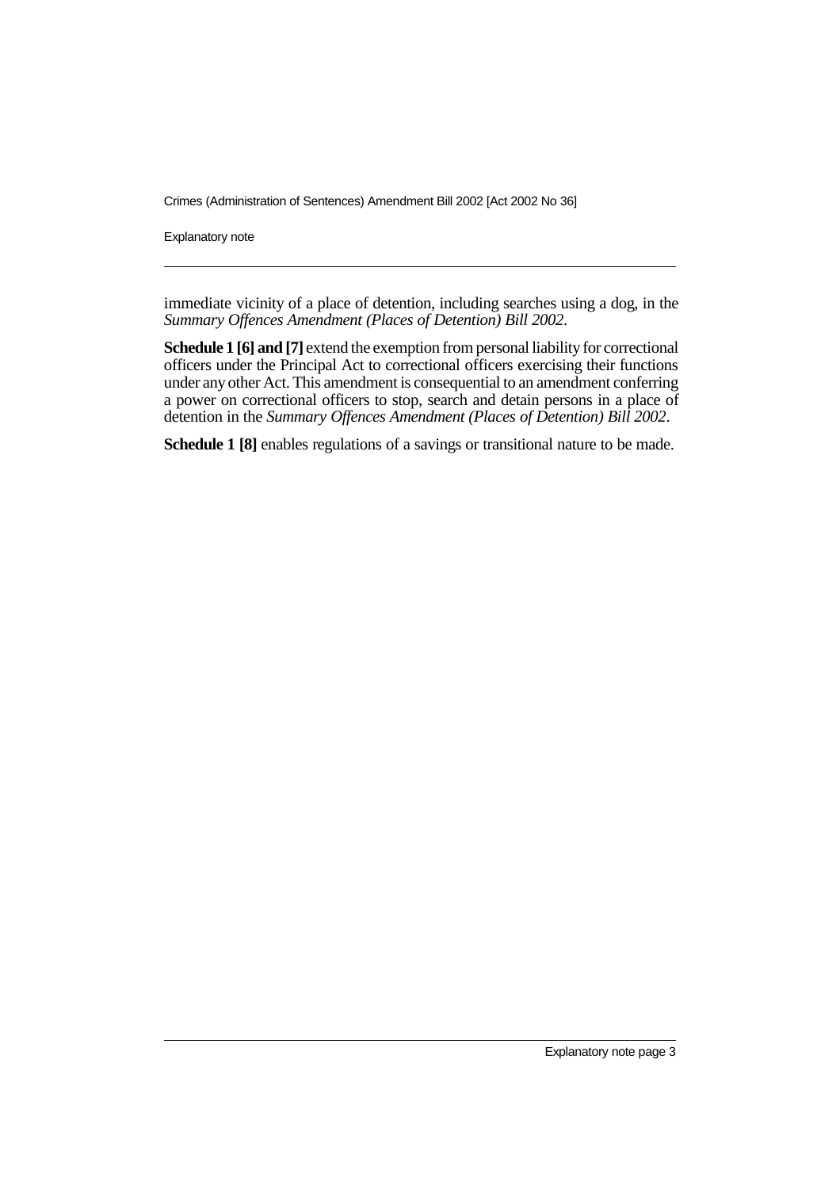immediate vicinity of a place of detention, including searches using a dog, in the *Summary Offences Amendment (Places of Detention) Bill 2002*.

**Schedule 1 [6] and [7]** extend the exemption from personal liability for correctional officers under the Principal Act to correctional officers exercising their functions under any other Act. This amendment is consequential to an amendment conferring a power on correctional officers to stop, search and detain persons in a place of detention in the *Summary Offences Amendment (Places of Detention) Bill 2002*.

**Schedule 1 [8]** enables regulations of a savings or transitional nature to be made.